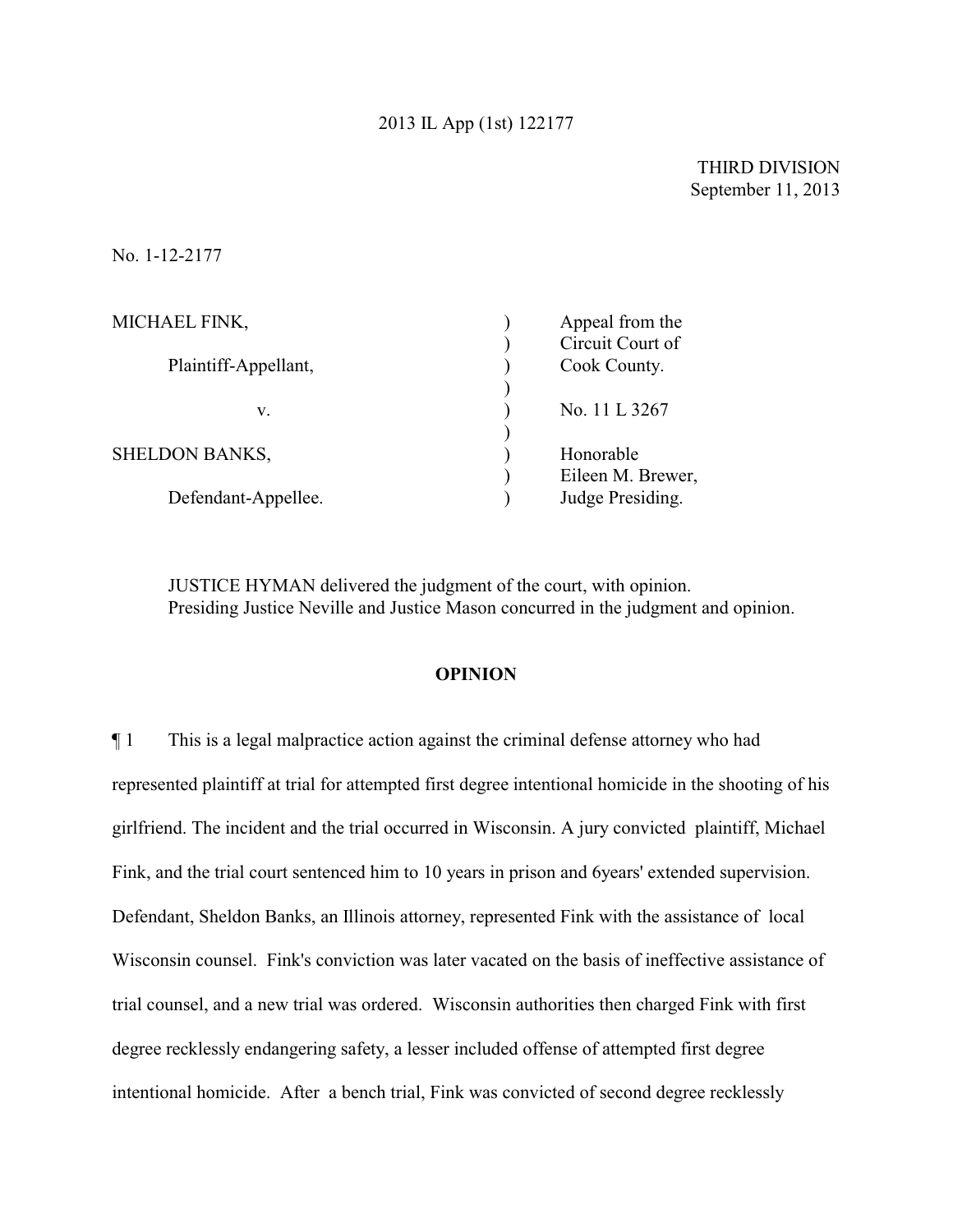2013 IL App (1st) 122177

THIRD DIVISION
September 11, 2013

No. 1-12-2177

| | | |
|---|---|---|
| MICHAEL FINK, | ) | Appeal from the |
| | ) | Circuit Court of |
| Plaintiff-Appellant, | ) | Cook County. |
| | ) | |
| v. | ) | No. 11 L 3267 |
| | ) | |
| SHELDON BANKS, | ) | Honorable |
| | ) | Eileen M. Brewer, |
| Defendant-Appellee. | ) | Judge Presiding. |

JUSTICE HYMAN delivered the judgment of the court, with opinion.
Presiding Justice Neville and Justice Mason concurred in the judgment and opinion.

**OPINION**

¶ 1 This is a legal malpractice action against the criminal defense attorney who had represented plaintiff at trial for attempted first degree intentional homicide in the shooting of his girlfriend. The incident and the trial occurred in Wisconsin. A jury convicted plaintiff, Michael Fink, and the trial court sentenced him to 10 years in prison and 6years' extended supervision. Defendant, Sheldon Banks, an Illinois attorney, represented Fink with the assistance of local Wisconsin counsel. Fink's conviction was later vacated on the basis of ineffective assistance of trial counsel, and a new trial was ordered. Wisconsin authorities then charged Fink with first degree recklessly endangering safety, a lesser included offense of attempted first degree intentional homicide. After a bench trial, Fink was convicted of second degree recklessly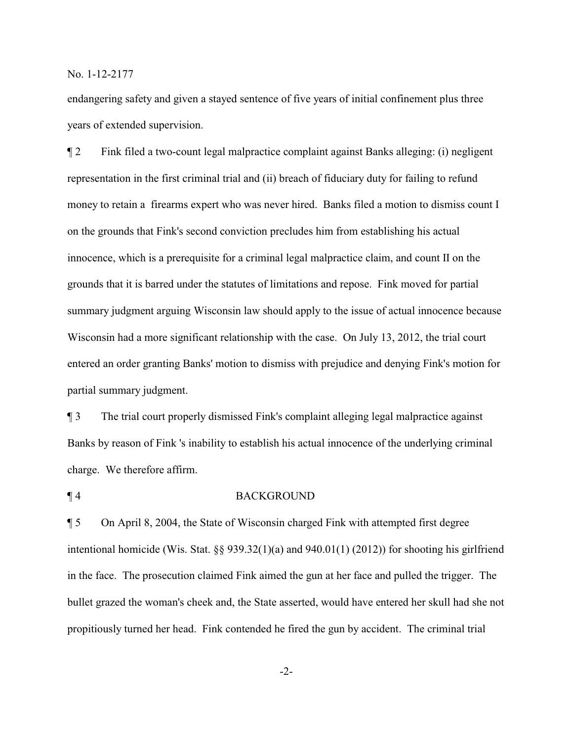endangering safety and given a stayed sentence of five years of initial confinement plus three years of extended supervision.

¶ 2 Fink filed a two-count legal malpractice complaint against Banks alleging: (i) negligent representation in the first criminal trial and (ii) breach of fiduciary duty for failing to refund money to retain a firearms expert who was never hired. Banks filed a motion to dismiss count I on the grounds that Fink's second conviction precludes him from establishing his actual innocence, which is a prerequisite for a criminal legal malpractice claim, and count II on the grounds that it is barred under the statutes of limitations and repose. Fink moved for partial summary judgment arguing Wisconsin law should apply to the issue of actual innocence because Wisconsin had a more significant relationship with the case. On July 13, 2012, the trial court entered an order granting Banks' motion to dismiss with prejudice and denying Fink's motion for partial summary judgment.

¶ 3 The trial court properly dismissed Fink's complaint alleging legal malpractice against Banks by reason of Fink 's inability to establish his actual innocence of the underlying criminal charge. We therefore affirm.

## ¶ 4 BACKGROUND

¶ 5 On April 8, 2004, the State of Wisconsin charged Fink with attempted first degree intentional homicide (Wis. Stat. §§ 939.32(1)(a) and 940.01(1) (2012)) for shooting his girlfriend in the face. The prosecution claimed Fink aimed the gun at her face and pulled the trigger. The bullet grazed the woman's cheek and, the State asserted, would have entered her skull had she not propitiously turned her head. Fink contended he fired the gun by accident. The criminal trial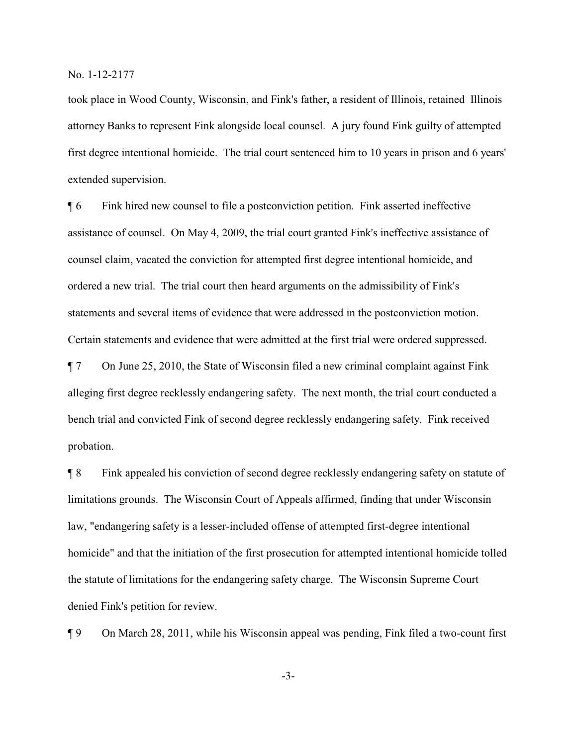took place in Wood County, Wisconsin, and Fink's father, a resident of Illinois, retained Illinois attorney Banks to represent Fink alongside local counsel. A jury found Fink guilty of attempted first degree intentional homicide. The trial court sentenced him to 10 years in prison and 6 years' extended supervision.

¶ 6 Fink hired new counsel to file a postconviction petition. Fink asserted ineffective assistance of counsel. On May 4, 2009, the trial court granted Fink's ineffective assistance of counsel claim, vacated the conviction for attempted first degree intentional homicide, and ordered a new trial. The trial court then heard arguments on the admissibility of Fink's statements and several items of evidence that were addressed in the postconviction motion. Certain statements and evidence that were admitted at the first trial were ordered suppressed.

¶ 7 On June 25, 2010, the State of Wisconsin filed a new criminal complaint against Fink alleging first degree recklessly endangering safety. The next month, the trial court conducted a bench trial and convicted Fink of second degree recklessly endangering safety. Fink received probation.

¶ 8 Fink appealed his conviction of second degree recklessly endangering safety on statute of limitations grounds. The Wisconsin Court of Appeals affirmed, finding that under Wisconsin law, "endangering safety is a lesser-included offense of attempted first-degree intentional homicide" and that the initiation of the first prosecution for attempted intentional homicide tolled the statute of limitations for the endangering safety charge. The Wisconsin Supreme Court denied Fink's petition for review.

¶ 9 On March 28, 2011, while his Wisconsin appeal was pending, Fink filed a two-count first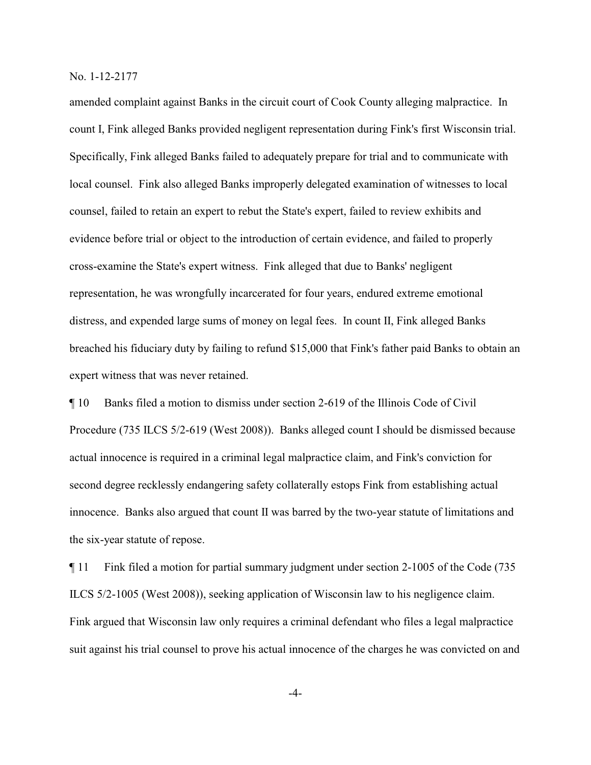amended complaint against Banks in the circuit court of Cook County alleging malpractice. In count I, Fink alleged Banks provided negligent representation during Fink's first Wisconsin trial. Specifically, Fink alleged Banks failed to adequately prepare for trial and to communicate with local counsel. Fink also alleged Banks improperly delegated examination of witnesses to local counsel, failed to retain an expert to rebut the State's expert, failed to review exhibits and evidence before trial or object to the introduction of certain evidence, and failed to properly cross-examine the State's expert witness. Fink alleged that due to Banks' negligent representation, he was wrongfully incarcerated for four years, endured extreme emotional distress, and expended large sums of money on legal fees. In count II, Fink alleged Banks breached his fiduciary duty by failing to refund $15,000 that Fink's father paid Banks to obtain an expert witness that was never retained.

¶ 10 Banks filed a motion to dismiss under section 2-619 of the Illinois Code of Civil Procedure (735 ILCS 5/2-619 (West 2008)). Banks alleged count I should be dismissed because actual innocence is required in a criminal legal malpractice claim, and Fink's conviction for second degree recklessly endangering safety collaterally estops Fink from establishing actual innocence. Banks also argued that count II was barred by the two-year statute of limitations and the six-year statute of repose.

¶ 11 Fink filed a motion for partial summary judgment under section 2-1005 of the Code (735 ILCS 5/2-1005 (West 2008)), seeking application of Wisconsin law to his negligence claim. Fink argued that Wisconsin law only requires a criminal defendant who files a legal malpractice suit against his trial counsel to prove his actual innocence of the charges he was convicted on and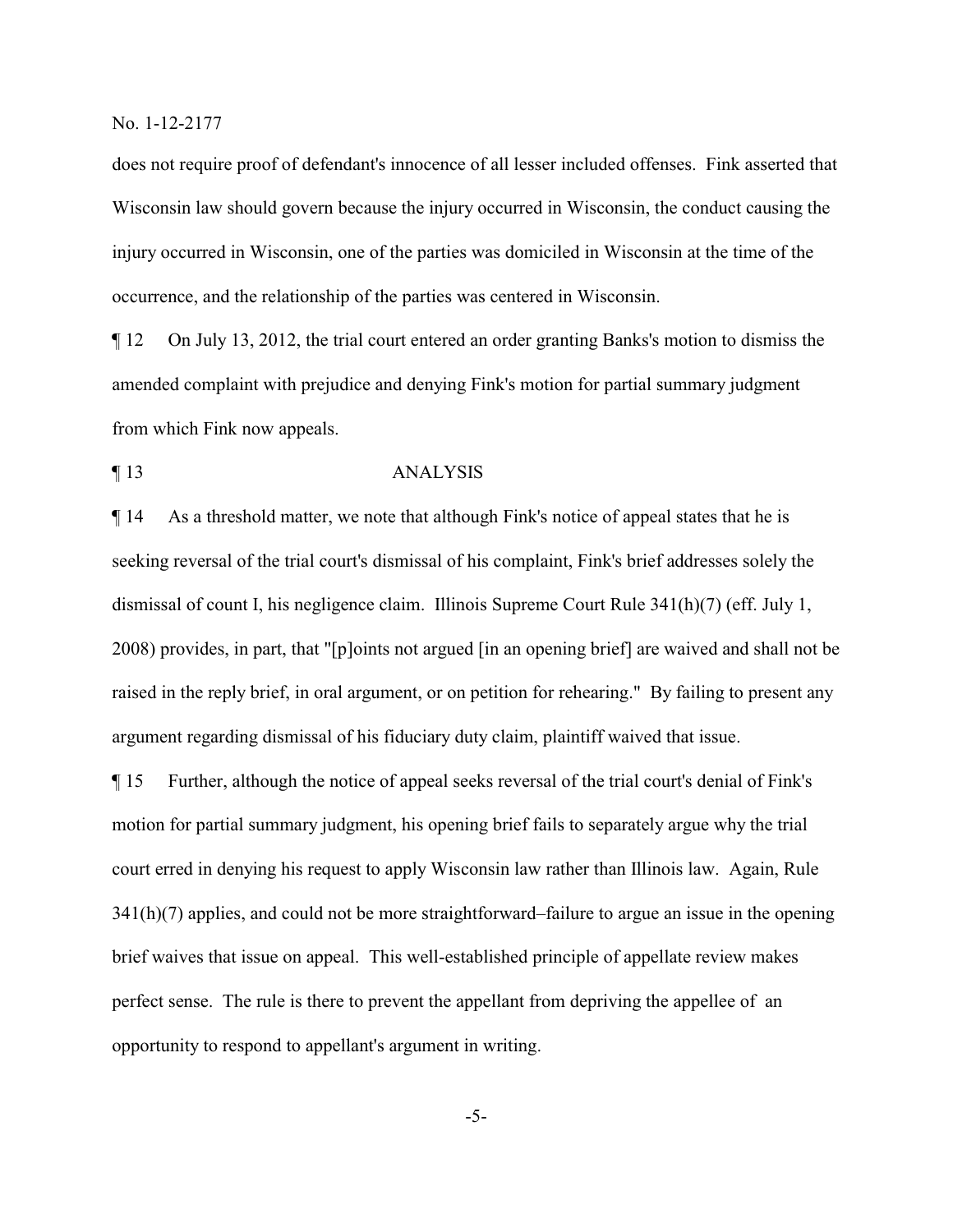does not require proof of defendant's innocence of all lesser included offenses. Fink asserted that Wisconsin law should govern because the injury occurred in Wisconsin, the conduct causing the injury occurred in Wisconsin, one of the parties was domiciled in Wisconsin at the time of the occurrence, and the relationship of the parties was centered in Wisconsin.

¶ 12 On July 13, 2012, the trial court entered an order granting Banks's motion to dismiss the amended complaint with prejudice and denying Fink's motion for partial summary judgment from which Fink now appeals.

¶ 13 ANALYSIS

¶ 14 As a threshold matter, we note that although Fink's notice of appeal states that he is seeking reversal of the trial court's dismissal of his complaint, Fink's brief addresses solely the dismissal of count I, his negligence claim. Illinois Supreme Court Rule 341(h)(7) (eff. July 1, 2008) provides, in part, that "[p]oints not argued [in an opening brief] are waived and shall not be raised in the reply brief, in oral argument, or on petition for rehearing." By failing to present any argument regarding dismissal of his fiduciary duty claim, plaintiff waived that issue.

¶ 15 Further, although the notice of appeal seeks reversal of the trial court's denial of Fink's motion for partial summary judgment, his opening brief fails to separately argue why the trial court erred in denying his request to apply Wisconsin law rather than Illinois law. Again, Rule 341(h)(7) applies, and could not be more straightforward–failure to argue an issue in the opening brief waives that issue on appeal. This well-established principle of appellate review makes perfect sense. The rule is there to prevent the appellant from depriving the appellee of an opportunity to respond to appellant's argument in writing.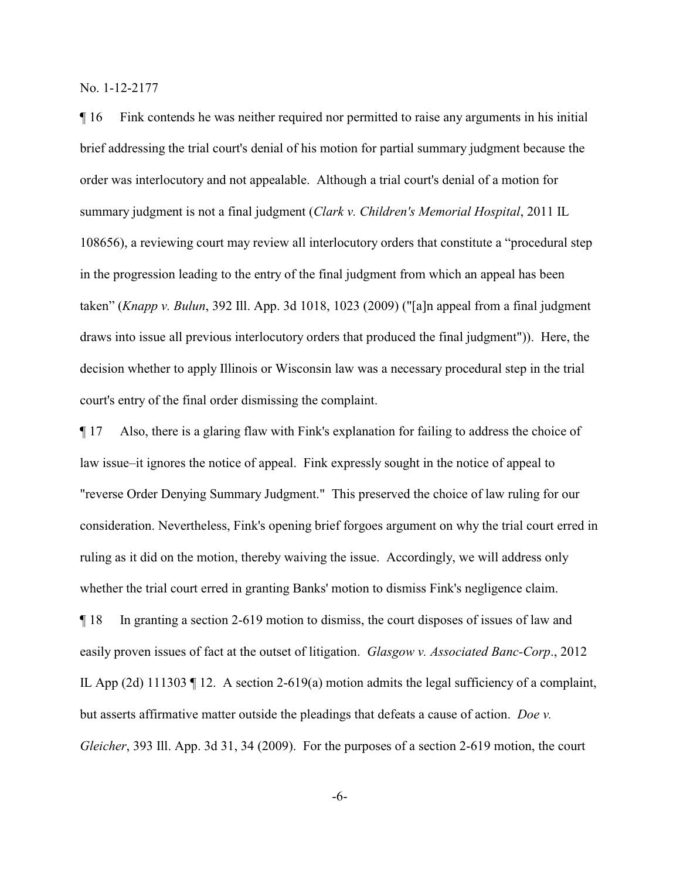¶ 16 Fink contends he was neither required nor permitted to raise any arguments in his initial brief addressing the trial court's denial of his motion for partial summary judgment because the order was interlocutory and not appealable. Although a trial court's denial of a motion for summary judgment is not a final judgment (*Clark v. Children's Memorial Hospital*, 2011 IL 108656), a reviewing court may review all interlocutory orders that constitute a "procedural step in the progression leading to the entry of the final judgment from which an appeal has been taken" (*Knapp v. Bulun*, 392 Ill. App. 3d 1018, 1023 (2009) ("[a]n appeal from a final judgment draws into issue all previous interlocutory orders that produced the final judgment")). Here, the decision whether to apply Illinois or Wisconsin law was a necessary procedural step in the trial court's entry of the final order dismissing the complaint.

¶ 17 Also, there is a glaring flaw with Fink's explanation for failing to address the choice of law issue–it ignores the notice of appeal. Fink expressly sought in the notice of appeal to "reverse Order Denying Summary Judgment." This preserved the choice of law ruling for our consideration. Nevertheless, Fink's opening brief forgoes argument on why the trial court erred in ruling as it did on the motion, thereby waiving the issue. Accordingly, we will address only whether the trial court erred in granting Banks' motion to dismiss Fink's negligence claim.

¶ 18 In granting a section 2-619 motion to dismiss, the court disposes of issues of law and easily proven issues of fact at the outset of litigation. *Glasgow v. Associated Banc-Corp*., 2012 IL App (2d) 111303 ¶ 12. A section 2-619(a) motion admits the legal sufficiency of a complaint, but asserts affirmative matter outside the pleadings that defeats a cause of action. *Doe v. Gleicher*, 393 Ill. App. 3d 31, 34 (2009). For the purposes of a section 2-619 motion, the court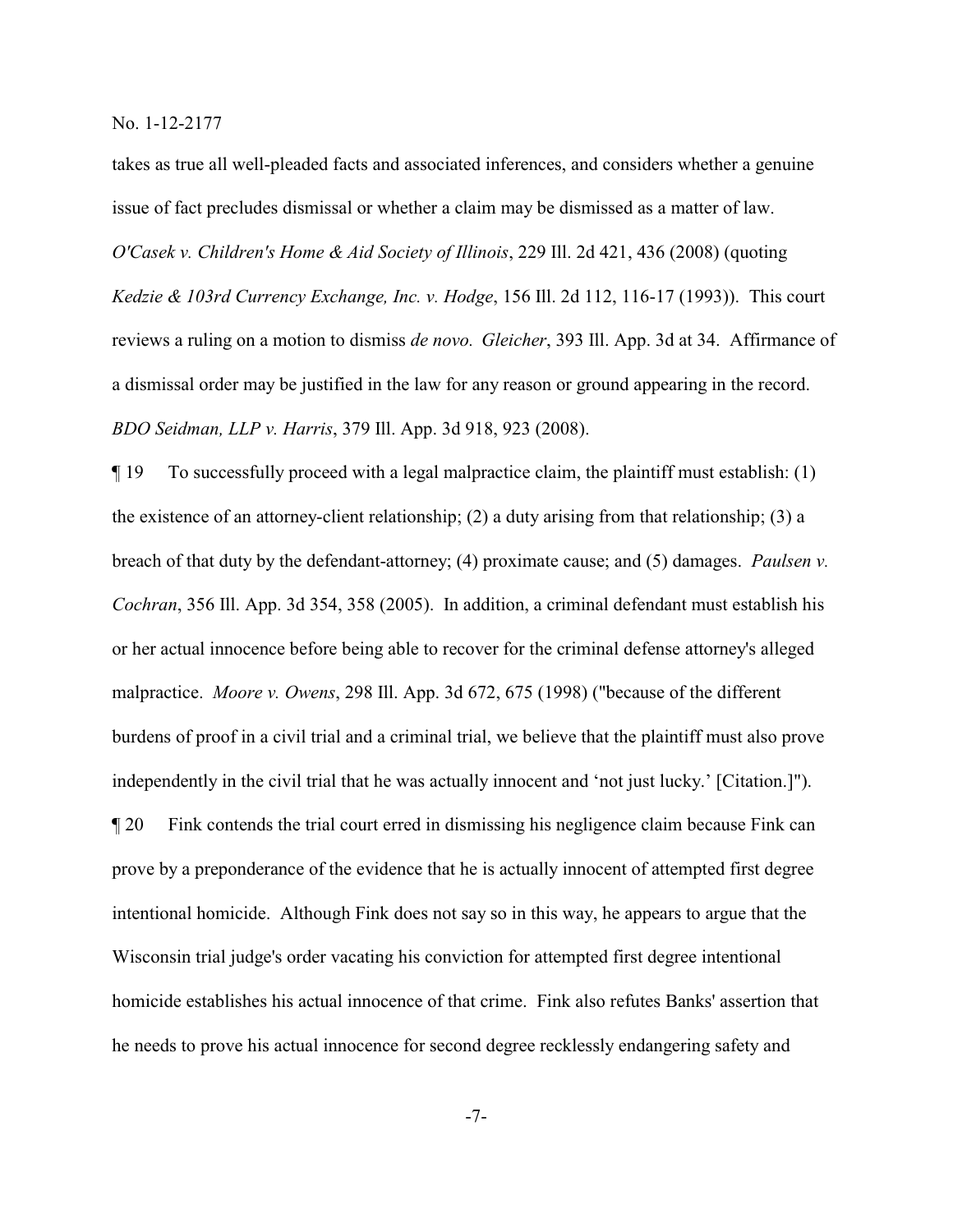takes as true all well-pleaded facts and associated inferences, and considers whether a genuine issue of fact precludes dismissal or whether a claim may be dismissed as a matter of law. *O'Casek v. Children's Home & Aid Society of Illinois*, 229 Ill. 2d 421, 436 (2008) (quoting *Kedzie & 103rd Currency Exchange, Inc. v. Hodge*, 156 Ill. 2d 112, 116-17 (1993)). This court reviews a ruling on a motion to dismiss *de novo. Gleicher*, 393 Ill. App. 3d at 34. Affirmance of a dismissal order may be justified in the law for any reason or ground appearing in the record. *BDO Seidman, LLP v. Harris*, 379 Ill. App. 3d 918, 923 (2008).

¶ 19 To successfully proceed with a legal malpractice claim, the plaintiff must establish: (1) the existence of an attorney-client relationship; (2) a duty arising from that relationship; (3) a breach of that duty by the defendant-attorney; (4) proximate cause; and (5) damages. *Paulsen v. Cochran*, 356 Ill. App. 3d 354, 358 (2005). In addition, a criminal defendant must establish his or her actual innocence before being able to recover for the criminal defense attorney's alleged malpractice. *Moore v. Owens*, 298 Ill. App. 3d 672, 675 (1998) ("because of the different burdens of proof in a civil trial and a criminal trial, we believe that the plaintiff must also prove independently in the civil trial that he was actually innocent and 'not just lucky.' [Citation.]").

¶ 20 Fink contends the trial court erred in dismissing his negligence claim because Fink can prove by a preponderance of the evidence that he is actually innocent of attempted first degree intentional homicide. Although Fink does not say so in this way, he appears to argue that the Wisconsin trial judge's order vacating his conviction for attempted first degree intentional homicide establishes his actual innocence of that crime. Fink also refutes Banks' assertion that he needs to prove his actual innocence for second degree recklessly endangering safety and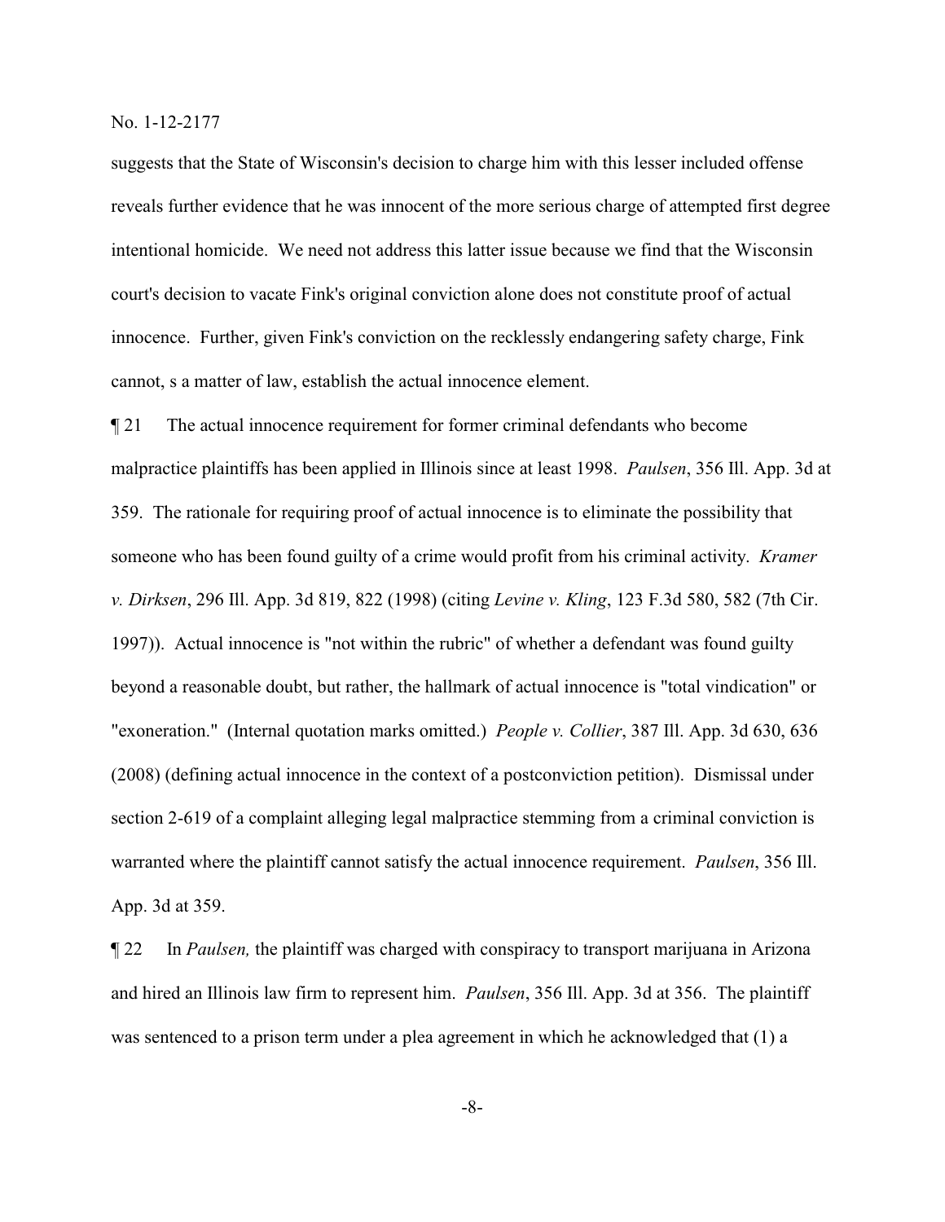suggests that the State of Wisconsin's decision to charge him with this lesser included offense reveals further evidence that he was innocent of the more serious charge of attempted first degree intentional homicide. We need not address this latter issue because we find that the Wisconsin court's decision to vacate Fink's original conviction alone does not constitute proof of actual innocence. Further, given Fink's conviction on the recklessly endangering safety charge, Fink cannot, s a matter of law, establish the actual innocence element.

¶ 21 The actual innocence requirement for former criminal defendants who become malpractice plaintiffs has been applied in Illinois since at least 1998. *Paulsen*, 356 Ill. App. 3d at 359. The rationale for requiring proof of actual innocence is to eliminate the possibility that someone who has been found guilty of a crime would profit from his criminal activity. *Kramer v. Dirksen*, 296 Ill. App. 3d 819, 822 (1998) (citing *Levine v. Kling*, 123 F.3d 580, 582 (7th Cir. 1997)). Actual innocence is "not within the rubric" of whether a defendant was found guilty beyond a reasonable doubt, but rather, the hallmark of actual innocence is "total vindication" or "exoneration." (Internal quotation marks omitted.) *People v. Collier*, 387 Ill. App. 3d 630, 636 (2008) (defining actual innocence in the context of a postconviction petition). Dismissal under section 2-619 of a complaint alleging legal malpractice stemming from a criminal conviction is warranted where the plaintiff cannot satisfy the actual innocence requirement. *Paulsen*, 356 Ill. App. 3d at 359.

¶ 22 In *Paulsen,* the plaintiff was charged with conspiracy to transport marijuana in Arizona and hired an Illinois law firm to represent him. *Paulsen*, 356 Ill. App. 3d at 356. The plaintiff was sentenced to a prison term under a plea agreement in which he acknowledged that (1) a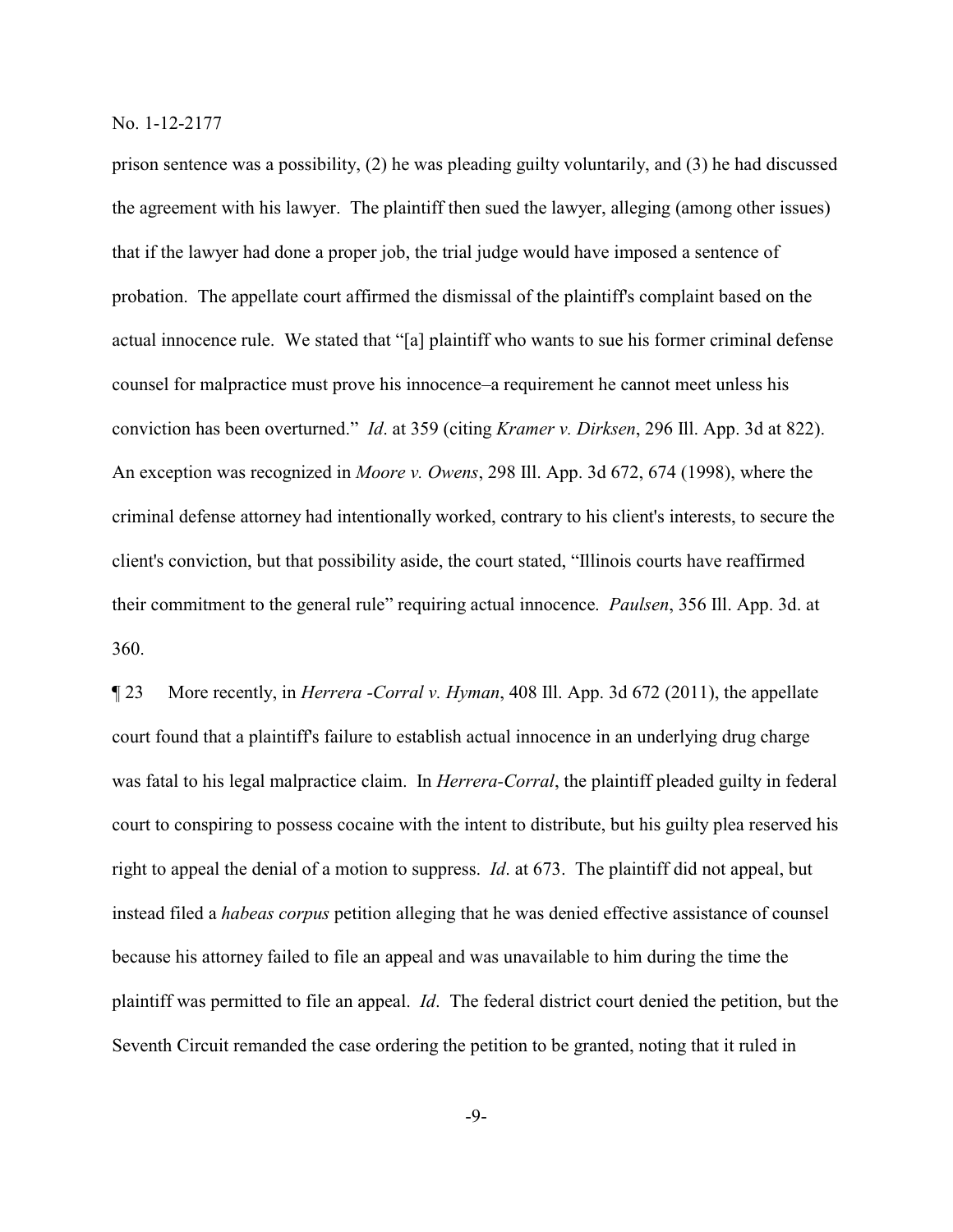prison sentence was a possibility, (2) he was pleading guilty voluntarily, and (3) he had discussed the agreement with his lawyer. The plaintiff then sued the lawyer, alleging (among other issues) that if the lawyer had done a proper job, the trial judge would have imposed a sentence of probation. The appellate court affirmed the dismissal of the plaintiff's complaint based on the actual innocence rule. We stated that "[a] plaintiff who wants to sue his former criminal defense counsel for malpractice must prove his innocence–a requirement he cannot meet unless his conviction has been overturned." *Id*. at 359 (citing *Kramer v. Dirksen*, 296 Ill. App. 3d at 822). An exception was recognized in *Moore v. Owens*, 298 Ill. App. 3d 672, 674 (1998), where the criminal defense attorney had intentionally worked, contrary to his client's interests, to secure the client's conviction, but that possibility aside, the court stated, "Illinois courts have reaffirmed their commitment to the general rule" requiring actual innocence. *Paulsen*, 356 Ill. App. 3d. at 360.

¶ 23 More recently, in *Herrera -Corral v. Hyman*, 408 Ill. App. 3d 672 (2011), the appellate court found that a plaintiff's failure to establish actual innocence in an underlying drug charge was fatal to his legal malpractice claim. In *Herrera-Corral*, the plaintiff pleaded guilty in federal court to conspiring to possess cocaine with the intent to distribute, but his guilty plea reserved his right to appeal the denial of a motion to suppress. *Id*. at 673. The plaintiff did not appeal, but instead filed a *habeas corpus* petition alleging that he was denied effective assistance of counsel because his attorney failed to file an appeal and was unavailable to him during the time the plaintiff was permitted to file an appeal. *Id*. The federal district court denied the petition, but the Seventh Circuit remanded the case ordering the petition to be granted, noting that it ruled in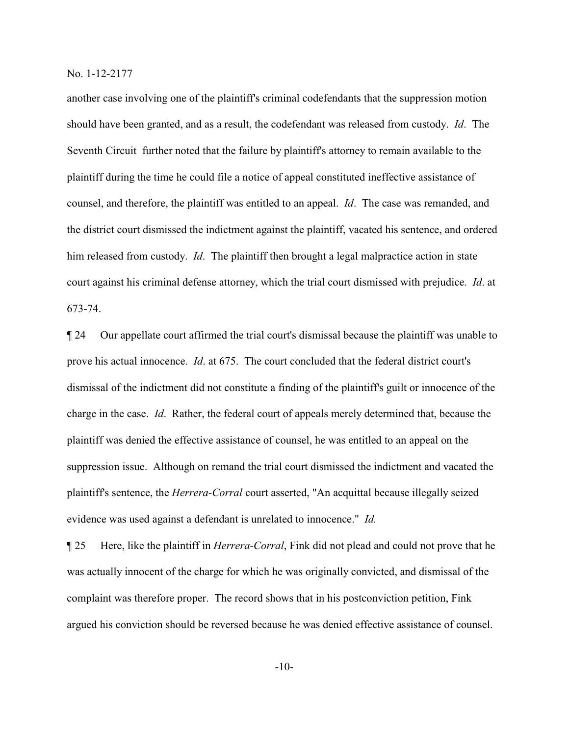another case involving one of the plaintiff's criminal codefendants that the suppression motion should have been granted, and as a result, the codefendant was released from custody. *Id*. The Seventh Circuit further noted that the failure by plaintiff's attorney to remain available to the plaintiff during the time he could file a notice of appeal constituted ineffective assistance of counsel, and therefore, the plaintiff was entitled to an appeal. *Id*. The case was remanded, and the district court dismissed the indictment against the plaintiff, vacated his sentence, and ordered him released from custody. *Id*. The plaintiff then brought a legal malpractice action in state court against his criminal defense attorney, which the trial court dismissed with prejudice. *Id*. at 673-74.

¶ 24 Our appellate court affirmed the trial court's dismissal because the plaintiff was unable to prove his actual innocence. *Id*. at 675. The court concluded that the federal district court's dismissal of the indictment did not constitute a finding of the plaintiff's guilt or innocence of the charge in the case. *Id*. Rather, the federal court of appeals merely determined that, because the plaintiff was denied the effective assistance of counsel, he was entitled to an appeal on the suppression issue. Although on remand the trial court dismissed the indictment and vacated the plaintiff's sentence, the *Herrera-Corral* court asserted, "An acquittal because illegally seized evidence was used against a defendant is unrelated to innocence." *Id.*

¶ 25 Here, like the plaintiff in *Herrera-Corral*, Fink did not plead and could not prove that he was actually innocent of the charge for which he was originally convicted, and dismissal of the complaint was therefore proper. The record shows that in his postconviction petition, Fink argued his conviction should be reversed because he was denied effective assistance of counsel.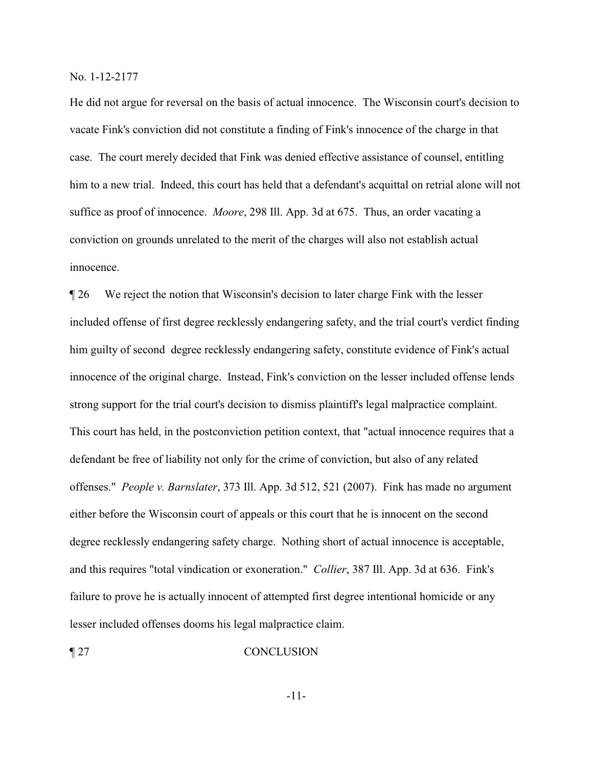He did not argue for reversal on the basis of actual innocence. The Wisconsin court's decision to vacate Fink's conviction did not constitute a finding of Fink's innocence of the charge in that case. The court merely decided that Fink was denied effective assistance of counsel, entitling him to a new trial. Indeed, this court has held that a defendant's acquittal on retrial alone will not suffice as proof of innocence. *Moore*, 298 Ill. App. 3d at 675. Thus, an order vacating a conviction on grounds unrelated to the merit of the charges will also not establish actual innocence.

¶ 26 We reject the notion that Wisconsin's decision to later charge Fink with the lesser included offense of first degree recklessly endangering safety, and the trial court's verdict finding him guilty of second degree recklessly endangering safety, constitute evidence of Fink's actual innocence of the original charge. Instead, Fink's conviction on the lesser included offense lends strong support for the trial court's decision to dismiss plaintiff's legal malpractice complaint. This court has held, in the postconviction petition context, that "actual innocence requires that a defendant be free of liability not only for the crime of conviction, but also of any related offenses." *People v. Barnslater*, 373 Ill. App. 3d 512, 521 (2007). Fink has made no argument either before the Wisconsin court of appeals or this court that he is innocent on the second degree recklessly endangering safety charge. Nothing short of actual innocence is acceptable, and this requires "total vindication or exoneration." *Collier*, 387 Ill. App. 3d at 636. Fink's failure to prove he is actually innocent of attempted first degree intentional homicide or any lesser included offenses dooms his legal malpractice claim.

¶ 27 CONCLUSION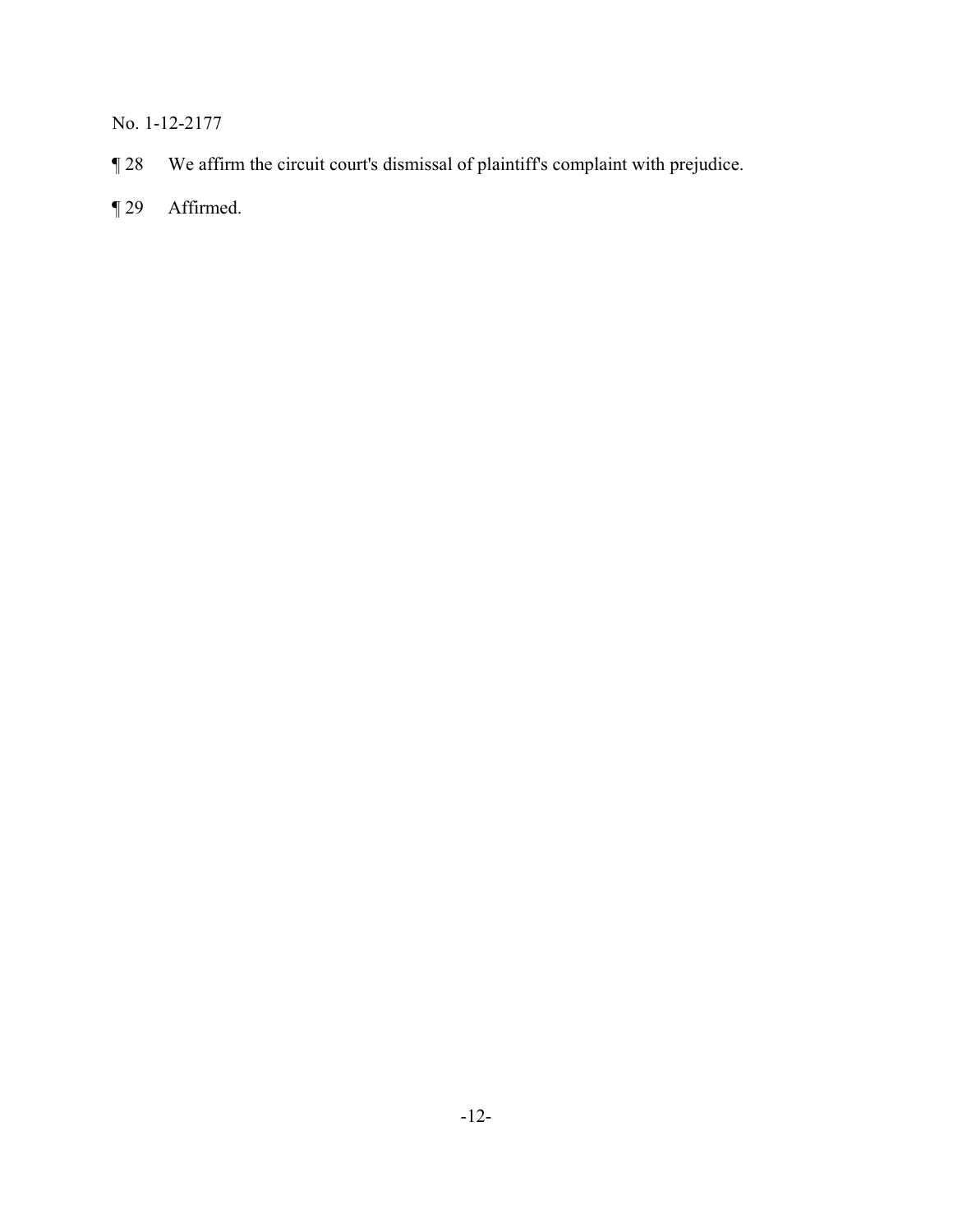¶ 28 We affirm the circuit court's dismissal of plaintiff's complaint with prejudice.

¶ 29 Affirmed.